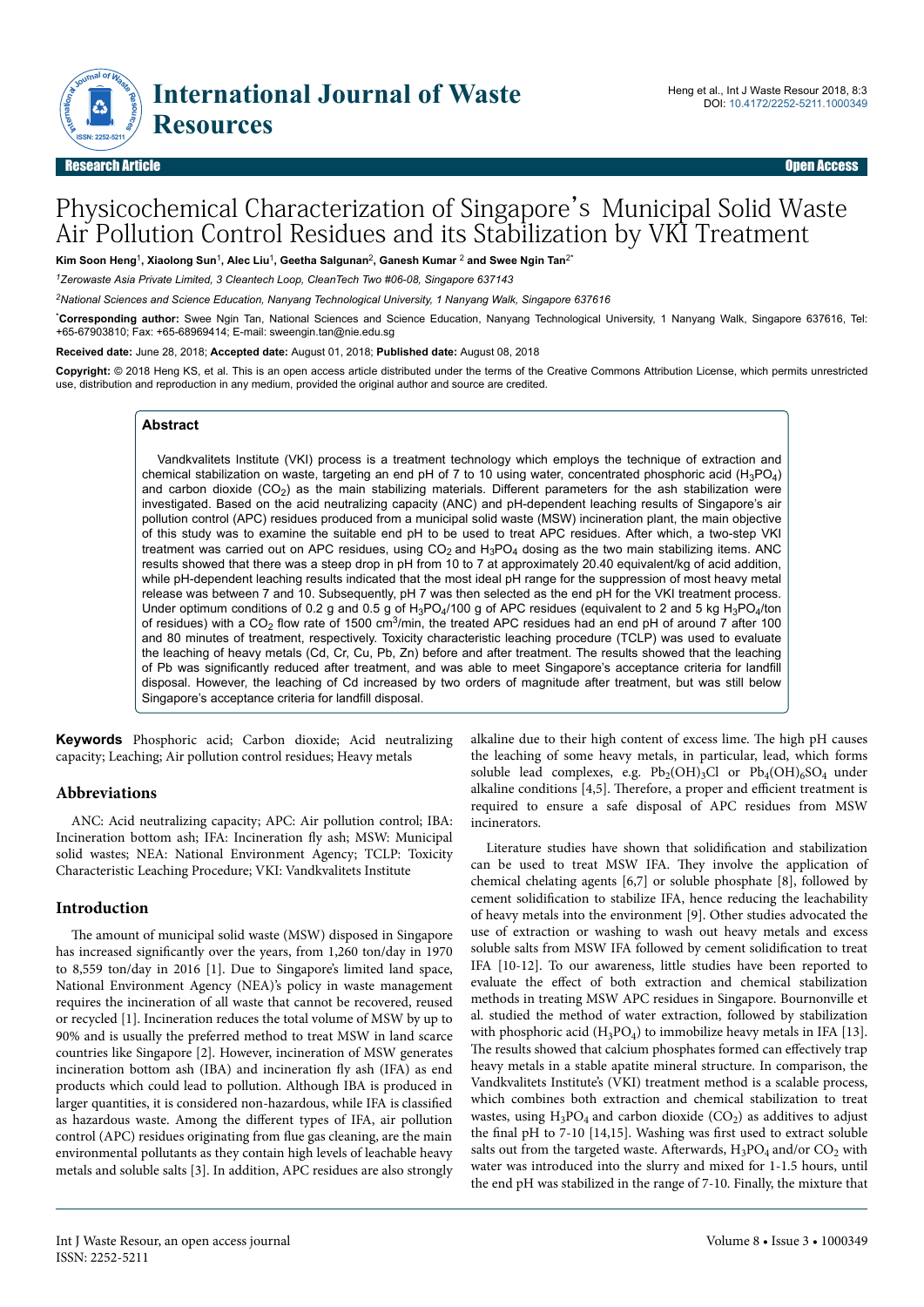Research Article · Open Access

# Physicochemical Characterization of Singapore's Municipal Solid Waste Air Pollution Control Residues and its Stabilization by VKI Treatment

**Kim Soon Heng[1], Xiaolong Sun[1], Alec Liu[1], Geetha Salgunan[2], Ganesh Kumar [2] and Swee Ngin Tan[2*]**

*[1]Zerowaste Asia Private Limited, 3 Cleantech Loop, CleanTech Two #06-08, Singapore 637143*

*[2]National Sciences and Science Education, Nanyang Technological University, 1 Nanyang Walk, Singapore 637616*

[*]**Corresponding author:** Swee Ngin Tan, National Sciences and Science Education, Nanyang Technological University, 1 Nanyang Walk, Singapore 637616, Tel: +65-67903810; Fax: +65-68969414; E-mail: sweengin.tan@nie.edu.sg

**Received date:** June 28, 2018; **Accepted date:** August 01, 2018; **Published date:** August 08, 2018

**Copyright:** © 2018 Heng KS, et al. This is an open access article distributed under the terms of the Creative Commons Attribution License, which permits unrestricted use, distribution and reproduction in any medium, provided the original author and source are credited.

## Abstract

Vandkvalitets Institute (VKI) process is a treatment technology which employs the technique of extraction and chemical stabilization on waste, targeting an end pH of 7 to 10 using water, concentrated phosphoric acid ($H_3PO_4$) and carbon dioxide ($CO_2$) as the main stabilizing materials. Different parameters for the ash stabilization were investigated. Based on the acid neutralizing capacity (ANC) and pH-dependent leaching results of Singapore's air pollution control (APC) residues produced from a municipal solid waste (MSW) incineration plant, the main objective of this study was to examine the suitable end pH to be used to treat APC residues. After which, a two-step VKI treatment was carried out on APC residues, using $CO_2$ and $H_3PO_4$ dosing as the two main stabilizing items. ANC results showed that there was a steep drop in pH from 10 to 7 at approximately 20.40 equivalent/kg of acid addition, while pH-dependent leaching results indicated that the most ideal pH range for the suppression of most heavy metal release was between 7 and 10. Subsequently, pH 7 was then selected as the end pH for the VKI treatment process. Under optimum conditions of 0.2 g and 0.5 g of $H_3PO_4$/100 g of APC residues (equivalent to 2 and 5 kg $H_3PO_4$/ton of residues) with a $CO_2$ flow rate of 1500 $cm^3$/min, the treated APC residues had an end pH of around 7 after 100 and 80 minutes of treatment, respectively. Toxicity characteristic leaching procedure (TCLP) was used to evaluate the leaching of heavy metals (Cd, Cr, Cu, Pb, Zn) before and after treatment. The results showed that the leaching of Pb was significantly reduced after treatment, and was able to meet Singapore's acceptance criteria for landfill disposal. However, the leaching of Cd increased by two orders of magnitude after treatment, but was still below Singapore's acceptance criteria for landfill disposal.

**Keywords** Phosphoric acid; Carbon dioxide; Acid neutralizing capacity; Leaching; Air pollution control residues; Heavy metals

## Abbreviations

ANC: Acid neutralizing capacity; APC: Air pollution control; IBA: Incineration bottom ash; IFA: Incineration fly ash; MSW: Municipal solid wastes; NEA: National Environment Agency; TCLP: Toxicity Characteristic Leaching Procedure; VKI: Vandkvalitets Institute

## Introduction

The amount of municipal solid waste (MSW) disposed in Singapore has increased significantly over the years, from 1,260 ton/day in 1970 to 8,559 ton/day in 2016 [1]. Due to Singapore's limited land space, National Environment Agency (NEA)'s policy in waste management requires the incineration of all waste that cannot be recovered, reused or recycled [1]. Incineration reduces the total volume of MSW by up to 90% and is usually the preferred method to treat MSW in land scarce countries like Singapore [2]. However, incineration of MSW generates incineration bottom ash (IBA) and incineration fly ash (IFA) as end products which could lead to pollution. Although IBA is produced in larger quantities, it is considered non-hazardous, while IFA is classified as hazardous waste. Among the different types of IFA, air pollution control (APC) residues originating from flue gas cleaning, are the main environmental pollutants as they contain high levels of leachable heavy metals and soluble salts [3]. In addition, APC residues are also strongly alkaline due to their high content of excess lime. The high pH causes the leaching of some heavy metals, in particular, lead, which forms soluble lead complexes, e.g. $Pb_2(OH)_3Cl$ or $Pb_4(OH)_6SO_4$ under alkaline conditions [4,5]. Therefore, a proper and efficient treatment is required to ensure a safe disposal of APC residues from MSW incinerators.

Literature studies have shown that solidification and stabilization can be used to treat MSW IFA. They involve the application of chemical chelating agents [6,7] or soluble phosphate [8], followed by cement solidification to stabilize IFA, hence reducing the leachability of heavy metals into the environment [9]. Other studies advocated the use of extraction or washing to wash out heavy metals and excess soluble salts from MSW IFA followed by cement solidification to treat IFA [10-12]. To our awareness, little studies have been reported to evaluate the effect of both extraction and chemical stabilization methods in treating MSW APC residues in Singapore. Bournonville et al. studied the method of water extraction, followed by stabilization with phosphoric acid ($H_3PO_4$) to immobilize heavy metals in IFA [13]. The results showed that calcium phosphates formed can effectively trap heavy metals in a stable apatite mineral structure. In comparison, the Vandkvalitets Institute's (VKI) treatment method is a scalable process, which combines both extraction and chemical stabilization to treat wastes, using $H_3PO_4$ and carbon dioxide ($CO_2$) as additives to adjust the final pH to 7-10 [14,15]. Washing was first used to extract soluble salts out from the targeted waste. Afterwards, $H_3PO_4$ and/or $CO_2$ with water was introduced into the slurry and mixed for 1-1.5 hours, until the end pH was stabilized in the range of 7-10. Finally, the mixture that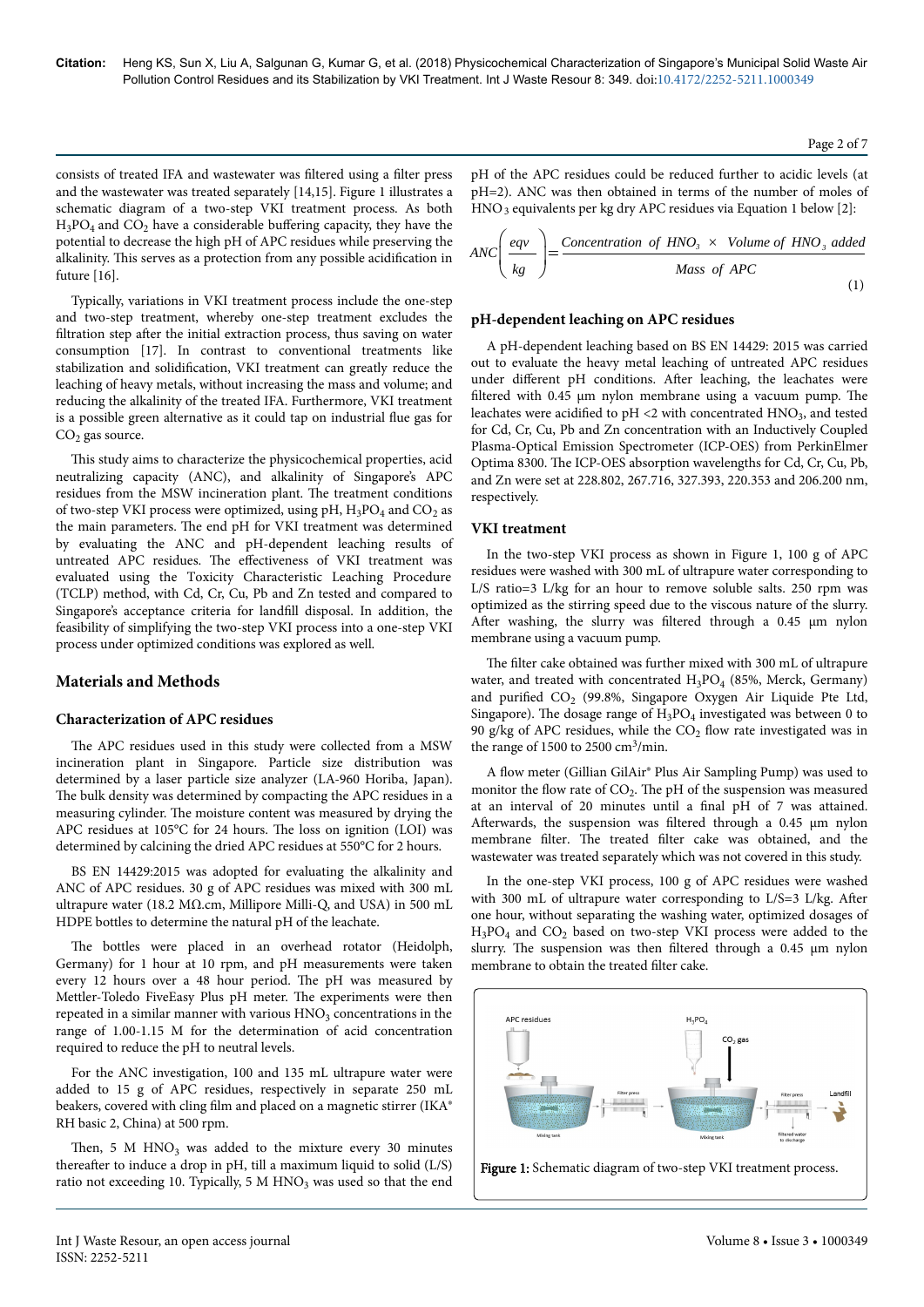consists of treated IFA and wastewater was filtered using a filter press and the wastewater was treated separately [14,15]. Figure 1 illustrates a schematic diagram of a two-step VKI treatment process. As both $H_3PO_4$ and $CO_2$ have a considerable buffering capacity, they have the potential to decrease the high pH of APC residues while preserving the alkalinity. This serves as a protection from any possible acidification in future [16].

Typically, variations in VKI treatment process include the one-step and two-step treatment, whereby one-step treatment excludes the filtration step after the initial extraction process, thus saving on water consumption [17]. In contrast to conventional treatments like stabilization and solidification, VKI treatment can greatly reduce the leaching of heavy metals, without increasing the mass and volume; and reducing the alkalinity of the treated IFA. Furthermore, VKI treatment is a possible green alternative as it could tap on industrial flue gas for $CO_2$ gas source.

This study aims to characterize the physicochemical properties, acid neutralizing capacity (ANC), and alkalinity of Singapore's APC residues from the MSW incineration plant. The treatment conditions of two-step VKI process were optimized, using pH, $H_3PO_4$ and $CO_2$ as the main parameters. The end pH for VKI treatment was determined by evaluating the ANC and pH-dependent leaching results of untreated APC residues. The effectiveness of VKI treatment was evaluated using the Toxicity Characteristic Leaching Procedure (TCLP) method, with Cd, Cr, Cu, Pb and Zn tested and compared to Singapore's acceptance criteria for landfill disposal. In addition, the feasibility of simplifying the two-step VKI process into a one-step VKI process under optimized conditions was explored as well.

## Materials and Methods

### Characterization of APC residues

The APC residues used in this study were collected from a MSW incineration plant in Singapore. Particle size distribution was determined by a laser particle size analyzer (LA-960 Horiba, Japan). The bulk density was determined by compacting the APC residues in a measuring cylinder. The moisture content was measured by drying the APC residues at 105°C for 24 hours. The loss on ignition (LOI) was determined by calcining the dried APC residues at 550°C for 2 hours.

BS EN 14429:2015 was adopted for evaluating the alkalinity and ANC of APC residues. 30 g of APC residues was mixed with 300 mL ultrapure water (18.2 MΩ.cm, Millipore Milli-Q, and USA) in 500 mL HDPE bottles to determine the natural pH of the leachate.

The bottles were placed in an overhead rotator (Heidolph, Germany) for 1 hour at 10 rpm, and pH measurements were taken every 12 hours over a 48 hour period. The pH was measured by Mettler-Toledo FiveEasy Plus pH meter. The experiments were then repeated in a similar manner with various $HNO_3$ concentrations in the range of 1.00-1.15 M for the determination of acid concentration required to reduce the pH to neutral levels.

For the ANC investigation, 100 and 135 mL ultrapure water were added to 15 g of APC residues, respectively in separate 250 mL beakers, covered with cling film and placed on a magnetic stirrer (IKA® RH basic 2, China) at 500 rpm.

Then, 5 M $HNO_3$ was added to the mixture every 30 minutes thereafter to induce a drop in pH, till a maximum liquid to solid (L/S) ratio not exceeding 10. Typically, 5 M $HNO_3$ was used so that the end pH of the APC residues could be reduced further to acidic levels (at pH=2). ANC was then obtained in terms of the number of moles of $HNO_3$ equivalents per kg dry APC residues via Equation 1 below [2]:

$$ANC\left(\frac{eqv}{kg}\right)=\frac{Concentration\ of\ HNO_3\ \times\ Volume\ of\ HNO_3\ added}{Mass\ of\ APC} \tag{1}$$

### pH-dependent leaching on APC residues

A pH-dependent leaching based on BS EN 14429: 2015 was carried out to evaluate the heavy metal leaching of untreated APC residues under different pH conditions. After leaching, the leachates were filtered with 0.45 µm nylon membrane using a vacuum pump. The leachates were acidified to pH <2 with concentrated $HNO_3$, and tested for Cd, Cr, Cu, Pb and Zn concentration with an Inductively Coupled Plasma-Optical Emission Spectrometer (ICP-OES) from PerkinElmer Optima 8300. The ICP-OES absorption wavelengths for Cd, Cr, Cu, Pb, and Zn were set at 228.802, 267.716, 327.393, 220.353 and 206.200 nm, respectively.

### VKI treatment

In the two-step VKI process as shown in Figure 1, 100 g of APC residues were washed with 300 mL of ultrapure water corresponding to L/S ratio=3 L/kg for an hour to remove soluble salts. 250 rpm was optimized as the stirring speed due to the viscous nature of the slurry. After washing, the slurry was filtered through a 0.45 µm nylon membrane using a vacuum pump.

The filter cake obtained was further mixed with 300 mL of ultrapure water, and treated with concentrated $H_3PO_4$ (85%, Merck, Germany) and purified $CO_2$ (99.8%, Singapore Oxygen Air Liquide Pte Ltd, Singapore). The dosage range of $H_3PO_4$ investigated was between 0 to 90 g/kg of APC residues, while the $CO_2$ flow rate investigated was in the range of 1500 to 2500 $cm^3$/min.

A flow meter (Gillian GilAir® Plus Air Sampling Pump) was used to monitor the flow rate of $CO_2$. The pH of the suspension was measured at an interval of 20 minutes until a final pH of 7 was attained. Afterwards, the suspension was filtered through a 0.45 µm nylon membrane filter. The treated filter cake was obtained, and the wastewater was treated separately which was not covered in this study.

In the one-step VKI process, 100 g of APC residues were washed with 300 mL of ultrapure water corresponding to L/S=3 L/kg. After one hour, without separating the washing water, optimized dosages of $H_3PO_4$ and $CO_2$ based on two-step VKI process were added to the slurry. The suspension was then filtered through a 0.45 µm nylon membrane to obtain the treated filter cake.

APC residues

$H_3PO_4$

$CO_2$ gas

Filter press

Filter press

Landfill

Mixing tank

Mixing tank

Filtered water to discharge

Figure 1: Schematic diagram of two-step VKI treatment process.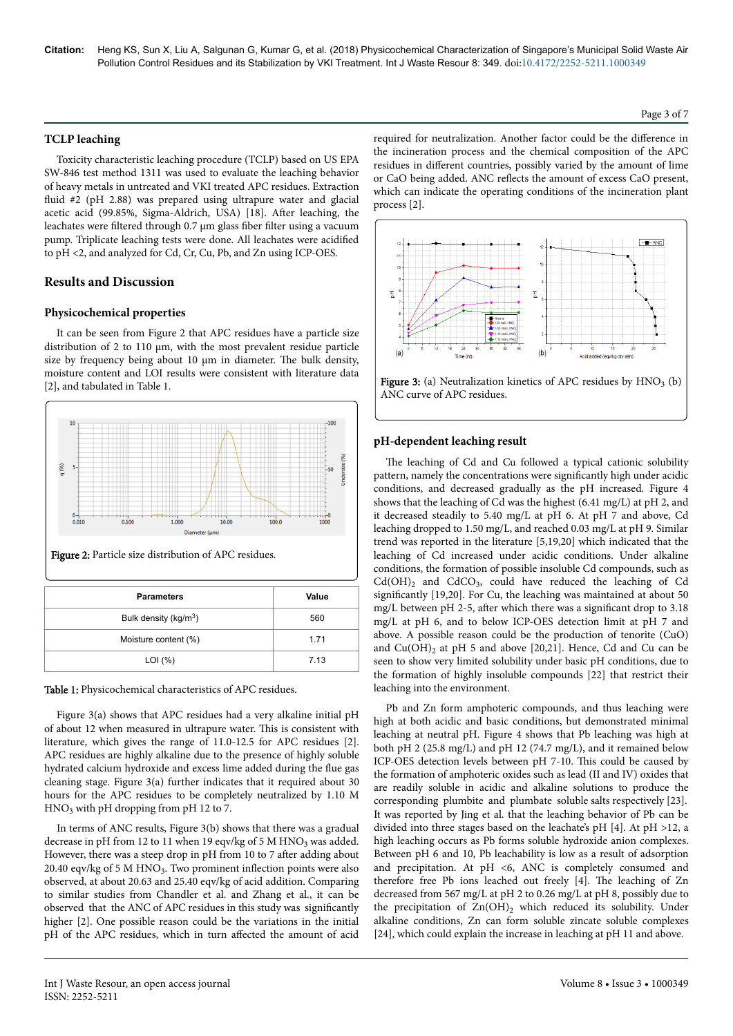### TCLP leaching

Toxicity characteristic leaching procedure (TCLP) based on US EPA SW-846 test method 1311 was used to evaluate the leaching behavior of heavy metals in untreated and VKI treated APC residues. Extraction fluid #2 (pH 2.88) was prepared using ultrapure water and glacial acetic acid (99.85%, Sigma-Aldrich, USA) [18]. After leaching, the leachates were filtered through 0.7 µm glass fiber filter using a vacuum pump. Triplicate leaching tests were done. All leachates were acidified to pH <2, and analyzed for Cd, Cr, Cu, Pb, and Zn using ICP-OES.

## Results and Discussion

### Physicochemical properties

It can be seen from Figure 2 that APC residues have a particle size distribution of 2 to 110 µm, with the most prevalent residue particle size by frequency being about 10 µm in diameter. The bulk density, moisture content and LOI results were consistent with literature data [2], and tabulated in Table 1.

10
5
0
q (%)
100
50
0
Undersize (%)
0.010
0.100
1.000
10.00
100.0
1000
Diameter (µm)

Figure 2: Particle size distribution of APC residues.

| Parameters | Value |
|---|---|
| Bulk density (kg/m$^3$) | 560 |
| Moisture content (%) | 1.71 |
| LOI (%) | 7.13 |

Table 1: Physicochemical characteristics of APC residues.

Figure 3(a) shows that APC residues had a very alkaline initial pH of about 12 when measured in ultrapure water. This is consistent with literature, which gives the range of 11.0-12.5 for APC residues [2]. APC residues are highly alkaline due to the presence of highly soluble hydrated calcium hydroxide and excess lime added during the flue gas cleaning stage. Figure 3(a) further indicates that it required about 30 hours for the APC residues to be completely neutralized by 1.10 M $HNO_3$ with pH dropping from pH 12 to 7.

In terms of ANC results, Figure 3(b) shows that there was a gradual decrease in pH from 12 to 11 when 19 eqv/kg of 5 M $HNO_3$ was added. However, there was a steep drop in pH from 10 to 7 after adding about 20.40 eqv/kg of 5 M $HNO_3$. Two prominent inflection points were also observed, at about 20.63 and 25.40 eqv/kg of acid addition. Comparing to similar studies from Chandler et al. and Zhang et al., it can be observed that the ANC of APC residues in this study was significantly higher [2]. One possible reason could be the variations in the initial pH of the APC residues, which in turn affected the amount of acid required for neutralization. Another factor could be the difference in the incineration process and the chemical composition of the APC residues in different countries, possibly varied by the amount of lime or CaO being added. ANC reflects the amount of excess CaO present, which can indicate the operating conditions of the incineration plant process [2].

(a)
pH
Time (hr)
Neutral
1.0 mol/L HNO3
1.05 mol/L HNO3
1.10 mol/L HNO3
1.15 mol/L HNO3

(b)
pH
Acid added (eqv/kg dry ash)
ANC

Figure 3: (a) Neutralization kinetics of APC residues by $HNO_3$ (b) ANC curve of APC residues.

### pH-dependent leaching result

The leaching of Cd and Cu followed a typical cationic solubility pattern, namely the concentrations were significantly high under acidic conditions, and decreased gradually as the pH increased. Figure 4 shows that the leaching of Cd was the highest (6.41 mg/L) at pH 2, and it decreased steadily to 5.40 mg/L at pH 6. At pH 7 and above, Cd leaching dropped to 1.50 mg/L, and reached 0.03 mg/L at pH 9. Similar trend was reported in the literature [5,19,20] which indicated that the leaching of Cd increased under acidic conditions. Under alkaline conditions, the formation of possible insoluble Cd compounds, such as $Cd(OH)_2$ and $CdCO_3$, could have reduced the leaching of Cd significantly [19,20]. For Cu, the leaching was maintained at about 50 mg/L between pH 2-5, after which there was a significant drop to 3.18 mg/L at pH 6, and to below ICP-OES detection limit at pH 7 and above. A possible reason could be the production of tenorite (CuO) and $Cu(OH)_2$ at pH 5 and above [20,21]. Hence, Cd and Cu can be seen to show very limited solubility under basic pH conditions, due to the formation of highly insoluble compounds [22] that restrict their leaching into the environment.

Pb and Zn form amphoteric compounds, and thus leaching were high at both acidic and basic conditions, but demonstrated minimal leaching at neutral pH. Figure 4 shows that Pb leaching was high at both pH 2 (25.8 mg/L) and pH 12 (74.7 mg/L), and it remained below ICP-OES detection levels between pH 7-10. This could be caused by the formation of amphoteric oxides such as lead (II and IV) oxides that are readily soluble in acidic and alkaline solutions to produce the corresponding plumbite and plumbate soluble salts respectively [23]. It was reported by Jing et al. that the leaching behavior of Pb can be divided into three stages based on the leachate's pH [4]. At pH >12, a high leaching occurs as Pb forms soluble hydroxide anion complexes. Between pH 6 and 10, Pb leachability is low as a result of adsorption and precipitation. At pH <6, ANC is completely consumed and therefore free Pb ions leached out freely [4]. The leaching of Zn decreased from 567 mg/L at pH 2 to 0.26 mg/L at pH 8, possibly due to the precipitation of $Zn(OH)_2$ which reduced its solubility. Under alkaline conditions, Zn can form soluble zincate soluble complexes [24], which could explain the increase in leaching at pH 11 and above.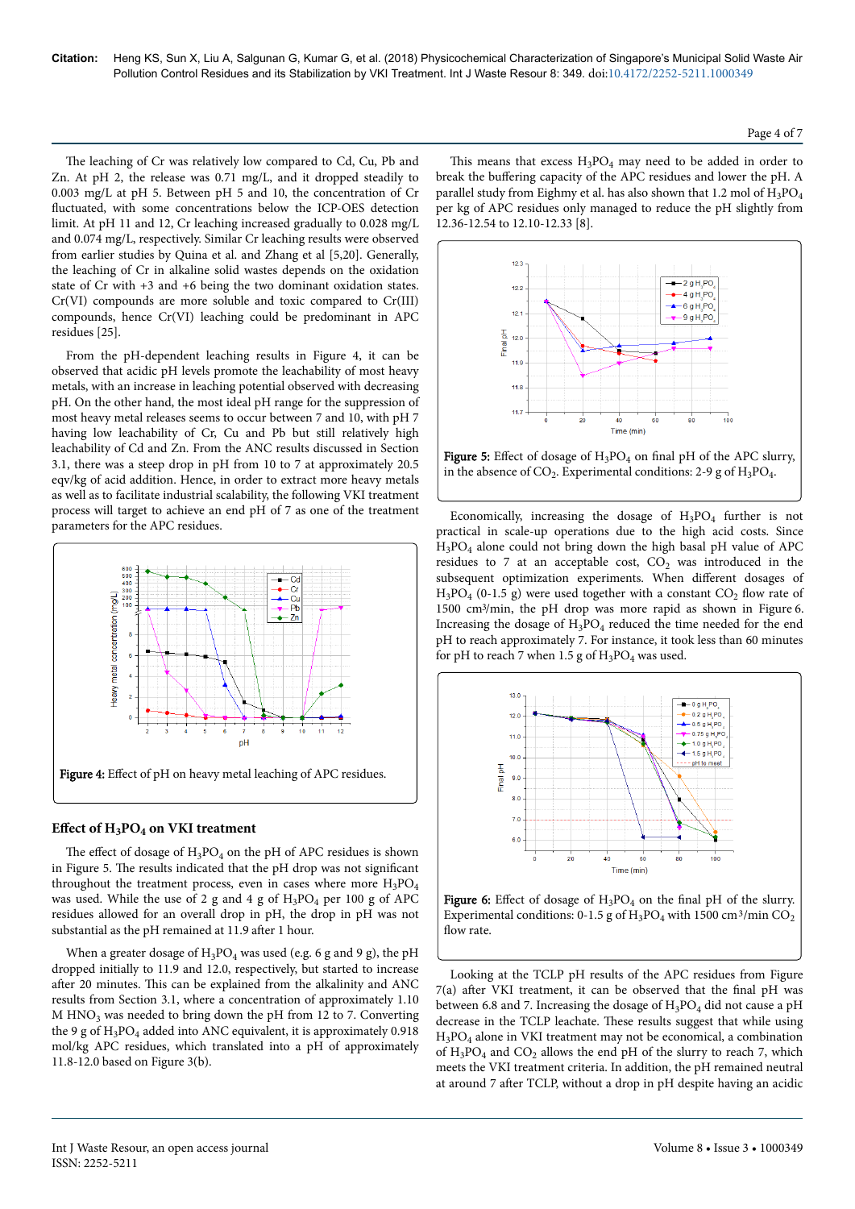The leaching of Cr was relatively low compared to Cd, Cu, Pb and Zn. At pH 2, the release was 0.71 mg/L, and it dropped steadily to 0.003 mg/L at pH 5. Between pH 5 and 10, the concentration of Cr fluctuated, with some concentrations below the ICP-OES detection limit. At pH 11 and 12, Cr leaching increased gradually to 0.028 mg/L and 0.074 mg/L, respectively. Similar Cr leaching results were observed from earlier studies by Quina et al. and Zhang et al [5,20]. Generally, the leaching of Cr in alkaline solid wastes depends on the oxidation state of Cr with +3 and +6 being the two dominant oxidation states. Cr(VI) compounds are more soluble and toxic compared to Cr(III) compounds, hence Cr(VI) leaching could be predominant in APC residues [25].

From the pH-dependent leaching results in Figure 4, it can be observed that acidic pH levels promote the leachability of most heavy metals, with an increase in leaching potential observed with decreasing pH. On the other hand, the most ideal pH range for the suppression of most heavy metal releases seems to occur between 7 and 10, with pH 7 having low leachability of Cr, Cu and Pb but still relatively high leachability of Cd and Zn. From the ANC results discussed in Section 3.1, there was a steep drop in pH from 10 to 7 at approximately 20.5 eqv/kg of acid addition. Hence, in order to extract more heavy metals as well as to facilitate industrial scalability, the following VKI treatment process will target to achieve an end pH of 7 as one of the treatment parameters for the APC residues.

Heavy metal concentration (mg/L)
600
500
400
300
200
100
8
6
4
2
0
2 3 4 5 6 7 8 9 10 11 12
pH
Cd
Cr
Cu
Pb
Zn

**Figure 4:** Effect of pH on heavy metal leaching of APC residues.

## Effect of $H_3PO_4$ on VKI treatment

The effect of dosage of $H_3PO_4$ on the pH of APC residues is shown in Figure 5. The results indicated that the pH drop was not significant throughout the treatment process, even in cases where more $H_3PO_4$ was used. While the use of 2 g and 4 g of $H_3PO_4$ per 100 g of APC residues allowed for an overall drop in pH, the drop in pH was not substantial as the pH remained at 11.9 after 1 hour.

When a greater dosage of $H_3PO_4$ was used (e.g. 6 g and 9 g), the pH dropped initially to 11.9 and 12.0, respectively, but started to increase after 20 minutes. This can be explained from the alkalinity and ANC results from Section 3.1, where a concentration of approximately 1.10 M $HNO_3$ was needed to bring down the pH from 12 to 7. Converting the 9 g of $H_3PO_4$ added into ANC equivalent, it is approximately 0.918 mol/kg APC residues, which translated into a pH of approximately 11.8-12.0 based on Figure 3(b).

This means that excess $H_3PO_4$ may need to be added in order to break the buffering capacity of the APC residues and lower the pH. A parallel study from Eighmy et al. has also shown that 1.2 mol of $H_3PO_4$ per kg of APC residues only managed to reduce the pH slightly from 12.36-12.54 to 12.10-12.33 [8].

Final pH
12.3
12.2
12.1
12.0
11.9
11.8
11.7
0 20 40 60 80 100
Time (min)
2 g $H_3PO_4$
4 g $H_3PO_4$
6 g $H_3PO_4$
9 g $H_3PO_4$

**Figure 5:** Effect of dosage of $H_3PO_4$ on final pH of the APC slurry, in the absence of $CO_2$. Experimental conditions: 2-9 g of $H_3PO_4$.

Economically, increasing the dosage of $H_3PO_4$ further is not practical in scale-up operations due to the high acid costs. Since $H_3PO_4$ alone could not bring down the high basal pH value of APC residues to 7 at an acceptable cost, $CO_2$ was introduced in the subsequent optimization experiments. When different dosages of $H_3PO_4$ (0-1.5 g) were used together with a constant $CO_2$ flow rate of 1500 cm³/min, the pH drop was more rapid as shown in Figure 6. Increasing the dosage of $H_3PO_4$ reduced the time needed for the end pH to reach approximately 7. For instance, it took less than 60 minutes for pH to reach 7 when 1.5 g of $H_3PO_4$ was used.

Final pH
13.0
12.0
11.0
10.0
9.0
8.0
7.0
6.0
0 20 40 60 80 100
Time (min)
0 g $H_3PO_4$
0.2 g $H_3PO_4$
0.5 g $H_3PO_4$
0.75 g $H_3PO_4$
1.0 g $H_3PO_4$
1.5 g $H_3PO_4$
pH to meet

**Figure 6:** Effect of dosage of $H_3PO_4$ on the final pH of the slurry. Experimental conditions: 0-1.5 g of $H_3PO_4$ with 1500 cm³/min $CO_2$ flow rate.

Looking at the TCLP pH results of the APC residues from Figure 7(a) after VKI treatment, it can be observed that the final pH was between 6.8 and 7. Increasing the dosage of $H_3PO_4$ did not cause a pH decrease in the TCLP leachate. These results suggest that while using $H_3PO_4$ alone in VKI treatment may not be economical, a combination of $H_3PO_4$ and $CO_2$ allows the end pH of the slurry to reach 7, which meets the VKI treatment criteria. In addition, the pH remained neutral at around 7 after TCLP, without a drop in pH despite having an acidic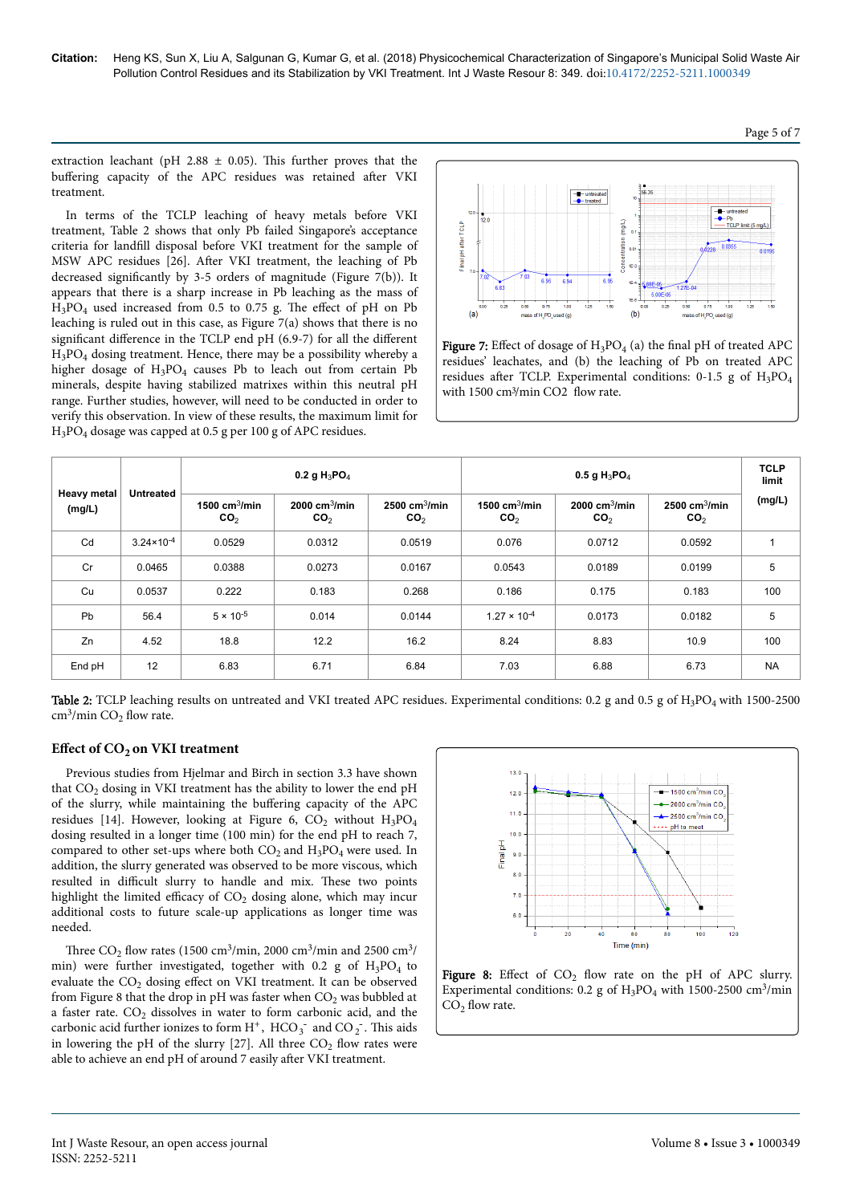extraction leachant (pH 2.88 ± 0.05). This further proves that the buffering capacity of the APC residues was retained after VKI treatment.

In terms of the TCLP leaching of heavy metals before VKI treatment, Table 2 shows that only Pb failed Singapore's acceptance criteria for landfill disposal before VKI treatment for the sample of MSW APC residues [26]. After VKI treatment, the leaching of Pb decreased significantly by 3-5 orders of magnitude (Figure 7(b)). It appears that there is a sharp increase in Pb leaching as the mass of $H_3PO_4$ used increased from 0.5 to 0.75 g. The effect of pH on Pb leaching is ruled out in this case, as Figure 7(a) shows that there is no significant difference in the TCLP end pH (6.9-7) for all the different $H_3PO_4$ dosing treatment. Hence, there may be a possibility whereby a higher dosage of $H_3PO_4$ causes Pb to leach out from certain Pb minerals, despite having stabilized matrixes within this neutral pH range. Further studies, however, will need to be conducted in order to verify this observation. In view of these results, the maximum limit for $H_3PO_4$ dosage was capped at 0.5 g per 100 g of APC residues.

(a)
Final pH after TCLP
mass of $H_3PO_4$ used (g)
untreated
treated
12.0
7.02
6.83
7.03
6.95
6.94
6.95

(b)
Concentration (mg/L)
mass of $H_3PO_4$ used (g)
untreated
Pb
TCLP limit (5 mg/L)
56.35
0.0228
0.0355
0.0195
5.00E-05
1.27E-04
6.00E-05

Figure 7: Effect of dosage of $H_3PO_4$ (a) the final pH of treated APC residues' leachates, and (b) the leaching of Pb on treated APC residues after TCLP. Experimental conditions: 0-1.5 g of $H_3PO_4$ with 1500 cm³/min CO2 flow rate.

| Heavy metal (mg/L) | Untreated | 0.2 g $H_3PO_4$ | | | 0.5 g $H_3PO_4$ | | | TCLP limit (mg/L) |
|---|---|---|---|---|---|---|---|---|
| | | 1500 cm³/min $CO_2$ | 2000 cm³/min $CO_2$ | 2500 cm³/min $CO_2$ | 1500 cm³/min $CO_2$ | 2000 cm³/min $CO_2$ | 2500 cm³/min $CO_2$ | |
| Cd | $3.24\times10^{-4}$ | 0.0529 | 0.0312 | 0.0519 | 0.076 | 0.0712 | 0.0592 | 1 |
| Cr | 0.0465 | 0.0388 | 0.0273 | 0.0167 | 0.0543 | 0.0189 | 0.0199 | 5 |
| Cu | 0.0537 | 0.222 | 0.183 | 0.268 | 0.186 | 0.175 | 0.183 | 100 |
| Pb | 56.4 | $5 \times 10^{-5}$ | 0.014 | 0.0144 | $1.27 \times 10^{-4}$ | 0.0173 | 0.0182 | 5 |
| Zn | 4.52 | 18.8 | 12.2 | 16.2 | 8.24 | 8.83 | 10.9 | 100 |
| End pH | 12 | 6.83 | 6.71 | 6.84 | 7.03 | 6.88 | 6.73 | NA |

Table 2: TCLP leaching results on untreated and VKI treated APC residues. Experimental conditions: 0.2 g and 0.5 g of $H_3PO_4$ with 1500-2500 cm³/min $CO_2$ flow rate.

### Effect of $CO_2$ on VKI treatment

Previous studies from Hjelmar and Birch in section 3.3 have shown that $CO_2$ dosing in VKI treatment has the ability to lower the end pH of the slurry, while maintaining the buffering capacity of the APC residues [14]. However, looking at Figure 6, $CO_2$ without $H_3PO_4$ dosing resulted in a longer time (100 min) for the end pH to reach 7, compared to other set-ups where both $CO_2$ and $H_3PO_4$ were used. In addition, the slurry generated was observed to be more viscous, which resulted in difficult slurry to handle and mix. These two points highlight the limited efficacy of $CO_2$ dosing alone, which may incur additional costs to future scale-up applications as longer time was needed.

Three $CO_2$ flow rates (1500 cm³/min, 2000 cm³/min and 2500 cm³/min) were further investigated, together with 0.2 g of $H_3PO_4$ to evaluate the $CO_2$ dosing effect on VKI treatment. It can be observed from Figure 8 that the drop in pH was faster when $CO_2$ was bubbled at a faster rate. $CO_2$ dissolves in water to form carbonic acid, and the carbonic acid further ionizes to form $H^+$, $HCO_3^-$ and $CO_3^{2-}$. This aids in lowering the pH of the slurry [27]. All three $CO_2$ flow rates were able to achieve an end pH of around 7 easily after VKI treatment.

Final pH
Time (min)
1500 cm³/min $CO_2$
2000 cm³/min $CO_2$
2500 cm³/min $CO_2$
pH to meet

Figure 8: Effect of $CO_2$ flow rate on the pH of APC slurry. Experimental conditions: 0.2 g of $H_3PO_4$ with 1500-2500 cm³/min $CO_2$ flow rate.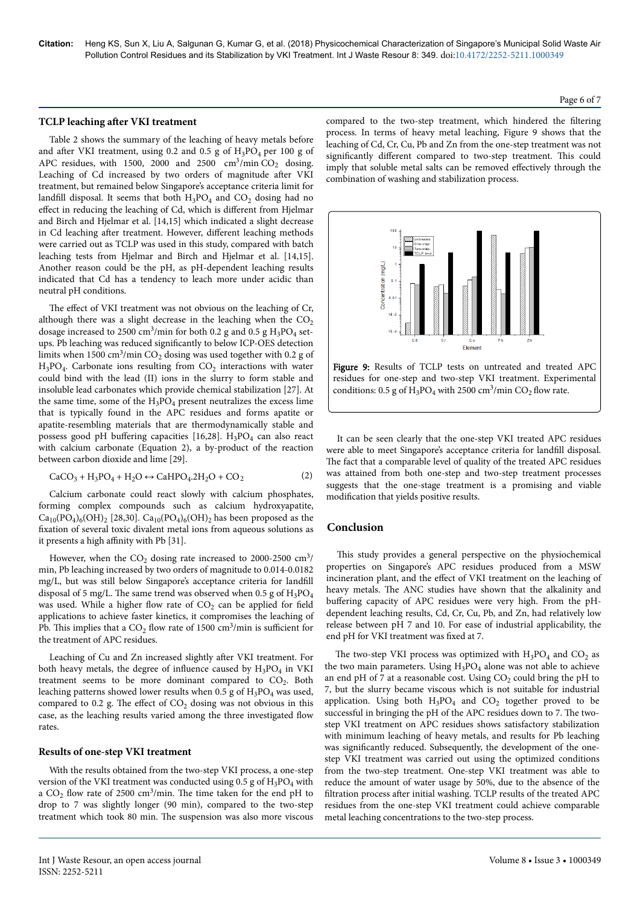### TCLP leaching after VKI treatment

Table 2 shows the summary of the leaching of heavy metals before and after VKI treatment, using 0.2 and 0.5 g of $H_3PO_4$ per 100 g of APC residues, with 1500, 2000 and 2500 $cm^3/min$ $CO_2$ dosing. Leaching of Cd increased by two orders of magnitude after VKI treatment, but remained below Singapore's acceptance criteria limit for landfill disposal. It seems that both $H_3PO_4$ and $CO_2$ dosing had no effect in reducing the leaching of Cd, which is different from Hjelmar and Birch and Hjelmar et al. [14,15] which indicated a slight decrease in Cd leaching after treatment. However, different leaching methods were carried out as TCLP was used in this study, compared with batch leaching tests from Hjelmar and Birch and Hjelmar et al. [14,15]. Another reason could be the pH, as pH-dependent leaching results indicated that Cd has a tendency to leach more under acidic than neutral pH conditions.

The effect of VKI treatment was not obvious on the leaching of Cr, although there was a slight decrease in the leaching when the $CO_2$ dosage increased to 2500 $cm^3/min$ for both 0.2 g and 0.5 g $H_3PO_4$ set-ups. Pb leaching was reduced significantly to below ICP-OES detection limits when 1500 $cm^3/min$ $CO_2$ dosing was used together with 0.2 g of $H_3PO_4$. Carbonate ions resulting from $CO_2$ interactions with water could bind with the lead (II) ions in the slurry to form stable and insoluble lead carbonates which provide chemical stabilization [27]. At the same time, some of the $H_3PO_4$ present neutralizes the excess lime that is typically found in the APC residues and forms apatite or apatite-resembling materials that are thermodynamically stable and possess good pH buffering capacities [16,28]. $H_3PO_4$ can also react with calcium carbonate (Equation 2), a by-product of the reaction between carbon dioxide and lime [29].

$$CaCO_3 + H_3PO_4 + H_2O \leftrightarrow CaHPO_4.2H_2O + CO_2 \quad (2)$$

Calcium carbonate could react slowly with calcium phosphates, forming complex compounds such as calcium hydroxyapatite, $Ca_{10}(PO_4)_6(OH)_2$ [28,30]. $Ca_{10}(PO_4)_6(OH)_2$ has been proposed as the fixation of several toxic divalent metal ions from aqueous solutions as it presents a high affinity with Pb [31].

However, when the $CO_2$ dosing rate increased to 2000-2500 $cm^3/min$, Pb leaching increased by two orders of magnitude to 0.014-0.0182 mg/L, but was still below Singapore's acceptance criteria for landfill disposal of 5 mg/L. The same trend was observed when 0.5 g of $H_3PO_4$ was used. While a higher flow rate of $CO_2$ can be applied for field applications to achieve faster kinetics, it compromises the leaching of Pb. This implies that a $CO_2$ flow rate of 1500 $cm^3/min$ is sufficient for the treatment of APC residues.

Leaching of Cu and Zn increased slightly after VKI treatment. For both heavy metals, the degree of influence caused by $H_3PO_4$ in VKI treatment seems to be more dominant compared to $CO_2$. Both leaching patterns showed lower results when 0.5 g of $H_3PO_4$ was used, compared to 0.2 g. The effect of $CO_2$ dosing was not obvious in this case, as the leaching results varied among the three investigated flow rates.

### Results of one-step VKI treatment

With the results obtained from the two-step VKI process, a one-step version of the VKI treatment was conducted using 0.5 g of $H_3PO_4$ with a $CO_2$ flow rate of 2500 $cm^3/min$. The time taken for the end pH to drop to 7 was slightly longer (90 min), compared to the two-step treatment which took 80 min. The suspension was also more viscous compared to the two-step treatment, which hindered the filtering process. In terms of heavy metal leaching, Figure 9 shows that the leaching of Cd, Cr, Cu, Pb and Zn from the one-step treatment was not significantly different compared to two-step treatment. This could imply that soluble metal salts can be removed effectively through the combination of washing and stabilization process.

100
10
1
0.1
0.01
1E-3
1E-4
Concentration (mg/L)
Untreated
One-step
Two-step
TCLP limit
Cd
Cr
Cu
Pb
Zn
Element

**Figure 9:** Results of TCLP tests on untreated and treated APC residues for one-step and two-step VKI treatment. Experimental conditions: 0.5 g of $H_3PO_4$ with 2500 $cm^3/min$ $CO_2$ flow rate.

It can be seen clearly that the one-step VKI treated APC residues were able to meet Singapore's acceptance criteria for landfill disposal. The fact that a comparable level of quality of the treated APC residues was attained from both one-step and two-step treatment processes suggests that the one-stage treatment is a promising and viable modification that yields positive results.

## Conclusion

This study provides a general perspective on the physiochemical properties on Singapore's APC residues produced from a MSW incineration plant, and the effect of VKI treatment on the leaching of heavy metals. The ANC studies have shown that the alkalinity and buffering capacity of APC residues were very high. From the pH-dependent leaching results, Cd, Cr, Cu, Pb, and Zn, had relatively low release between pH 7 and 10. For ease of industrial applicability, the end pH for VKI treatment was fixed at 7.

The two-step VKI process was optimized with $H_3PO_4$ and $CO_2$ as the two main parameters. Using $H_3PO_4$ alone was not able to achieve an end pH of 7 at a reasonable cost. Using $CO_2$ could bring the pH to 7, but the slurry became viscous which is not suitable for industrial application. Using both $H_3PO_4$ and $CO_2$ together proved to be successful in bringing the pH of the APC residues down to 7. The two-step VKI treatment on APC residues shows satisfactory stabilization with minimum leaching of heavy metals, and results for Pb leaching was significantly reduced. Subsequently, the development of the one-step VKI treatment was carried out using the optimized conditions from the two-step treatment. One-step VKI treatment was able to reduce the amount of water usage by 50%, due to the absence of the filtration process after initial washing. TCLP results of the treated APC residues from the one-step VKI treatment could achieve comparable metal leaching concentrations to the two-step process.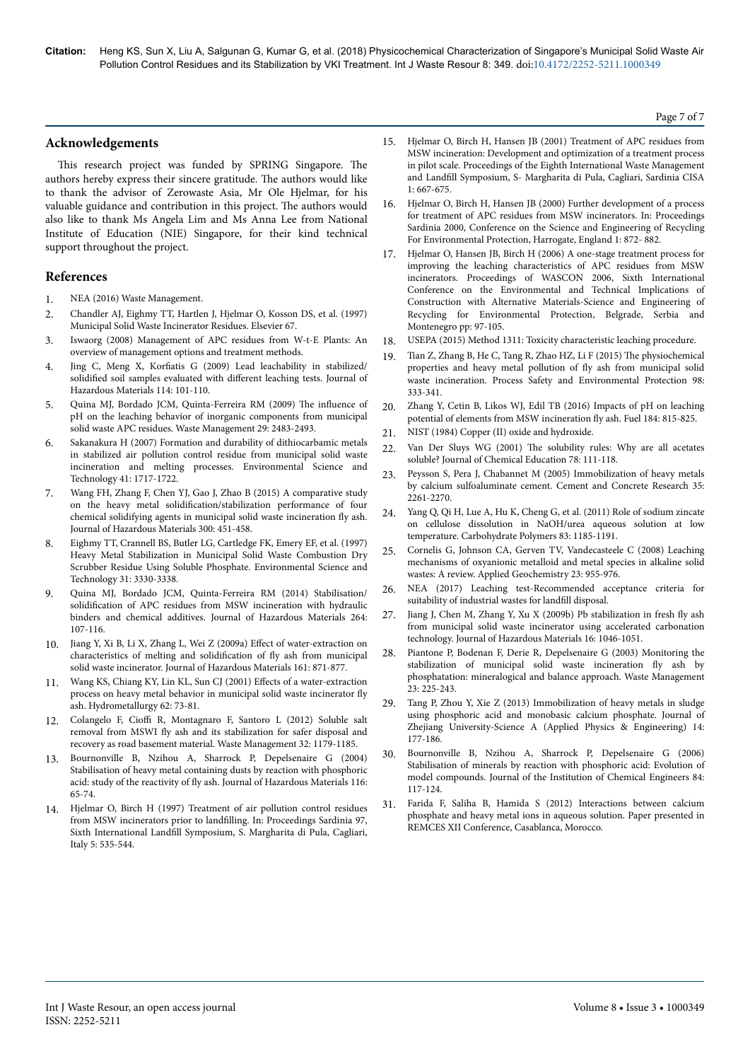## Acknowledgements

This research project was funded by SPRING Singapore. The authors hereby express their sincere gratitude. The authors would like to thank the advisor of Zerowaste Asia, Mr Ole Hjelmar, for his valuable guidance and contribution in this project. The authors would also like to thank Ms Angela Lim and Ms Anna Lee from National Institute of Education (NIE) Singapore, for their kind technical support throughout the project.

## References

1. NEA (2016) Waste Management.
2. Chandler AJ, Eighmy TT, Hartlen J, Hjelmar O, Kosson DS, et al. (1997) Municipal Solid Waste Incinerator Residues. Elsevier 67.
3. Iswaorg (2008) Management of APC residues from W-t-E Plants: An overview of management options and treatment methods.
4. Jing C, Meng X, Korfiatis G (2009) Lead leachability in stabilized/solidified soil samples evaluated with different leaching tests. Journal of Hazardous Materials 114: 101-110.
5. Quina MJ, Bordado JCM, Quinta-Ferreira RM (2009) The influence of pH on the leaching behavior of inorganic components from municipal solid waste APC residues. Waste Management 29: 2483-2493.
6. Sakanakura H (2007) Formation and durability of dithiocarbamic metals in stabilized air pollution control residue from municipal solid waste incineration and melting processes. Environmental Science and Technology 41: 1717-1722.
7. Wang FH, Zhang F, Chen YJ, Gao J, Zhao B (2015) A comparative study on the heavy metal solidification/stabilization performance of four chemical solidifying agents in municipal solid waste incineration fly ash. Journal of Hazardous Materials 300: 451-458.
8. Eighmy TT, Crannell BS, Butler LG, Cartledge FK, Emery EF, et al. (1997) Heavy Metal Stabilization in Municipal Solid Waste Combustion Dry Scrubber Residue Using Soluble Phosphate. Environmental Science and Technology 31: 3330-3338.
9. Quina MJ, Bordado JCM, Quinta-Ferreira RM (2014) Stabilisation/solidification of APC residues from MSW incineration with hydraulic binders and chemical additives. Journal of Hazardous Materials 264: 107-116.
10. Jiang Y, Xi B, Li X, Zhang L, Wei Z (2009a) Effect of water-extraction on characteristics of melting and solidification of fly ash from municipal solid waste incinerator. Journal of Hazardous Materials 161: 871-877.
11. Wang KS, Chiang KY, Lin KL, Sun CJ (2001) Effects of a water-extraction process on heavy metal behavior in municipal solid waste incinerator fly ash. Hydrometallurgy 62: 73-81.
12. Colangelo F, Cioffi R, Montagnaro F, Santoro L (2012) Soluble salt removal from MSWI fly ash and its stabilization for safer disposal and recovery as road basement material. Waste Management 32: 1179-1185.
13. Bournonville B, Nzihou A, Sharrock P, Depelsenaire G (2004) Stabilisation of heavy metal containing dusts by reaction with phosphoric acid: study of the reactivity of fly ash. Journal of Hazardous Materials 116: 65-74.
14. Hjelmar O, Birch H (1997) Treatment of air pollution control residues from MSW incinerators prior to landfilling. In: Proceedings Sardinia 97, Sixth International Landfill Symposium, S. Margharita di Pula, Cagliari, Italy 5: 535-544.
15. Hjelmar O, Birch H, Hansen JB (2001) Treatment of APC residues from MSW incineration: Development and optimization of a treatment process in pilot scale. Proceedings of the Eighth International Waste Management and Landfill Symposium, S- Margharita di Pula, Cagliari, Sardinia CISA 1: 667-675.
16. Hjelmar O, Birch H, Hansen JB (2000) Further development of a process for treatment of APC residues from MSW incinerators. In: Proceedings Sardinia 2000, Conference on the Science and Engineering of Recycling For Environmental Protection, Harrogate, England 1: 872- 882.
17. Hjelmar O, Hansen JB, Birch H (2006) A one-stage treatment process for improving the leaching characteristics of APC residues from MSW incinerators. Proceedings of WASCON 2006, Sixth International Conference on the Environmental and Technical Implications of Construction with Alternative Materials-Science and Engineering of Recycling for Environmental Protection, Belgrade, Serbia and Montenegro pp: 97-105.
18. USEPA (2015) Method 1311: Toxicity characteristic leaching procedure.
19. Tian Z, Zhang B, He C, Tang R, Zhao HZ, Li F (2015) The physiochemical properties and heavy metal pollution of fly ash from municipal solid waste incineration. Process Safety and Environmental Protection 98: 333-341.
20. Zhang Y, Cetin B, Likos WJ, Edil TB (2016) Impacts of pH on leaching potential of elements from MSW incineration fly ash. Fuel 184: 815-825.
21. NIST (1984) Copper (II) oxide and hydroxide.
22. Van Der Sluys WG (2001) The solubility rules: Why are all acetates soluble? Journal of Chemical Education 78: 111-118.
23. Peysson S, Pera J, Chabannet M (2005) Immobilization of heavy metals by calcium sulfoaluminate cement. Cement and Concrete Research 35: 2261-2270.
24. Yang Q, Qi H, Lue A, Hu K, Cheng G, et al. (2011) Role of sodium zincate on cellulose dissolution in NaOH/urea aqueous solution at low temperature. Carbohydrate Polymers 83: 1185-1191.
25. Cornelis G, Johnson CA, Gerven TV, Vandecasteele C (2008) Leaching mechanisms of oxyanionic metalloid and metal species in alkaline solid wastes: A review. Applied Geochemistry 23: 955-976.
26. NEA (2017) Leaching test-Recommended acceptance criteria for suitability of industrial wastes for landfill disposal.
27. Jiang J, Chen M, Zhang Y, Xu X (2009b) Pb stabilization in fresh fly ash from municipal solid waste incinerator using accelerated carbonation technology. Journal of Hazardous Materials 16: 1046-1051.
28. Piantone P, Bodenan F, Derie R, Depelsenaire G (2003) Monitoring the stabilization of municipal solid waste incineration fly ash by phosphatation: mineralogical and balance approach. Waste Management 23: 225-243.
29. Tang P, Zhou Y, Xie Z (2013) Immobilization of heavy metals in sludge using phosphoric acid and monobasic calcium phosphate. Journal of Zhejiang University-Science A (Applied Physics & Engineering) 14: 177-186.
30. Bournonville B, Nzihou A, Sharrock P, Depelsenaire G (2006) Stabilisation of minerals by reaction with phosphoric acid: Evolution of model compounds. Journal of the Institution of Chemical Engineers 84: 117-124.
31. Farida F, Saliha B, Hamida S (2012) Interactions between calcium phosphate and heavy metal ions in aqueous solution. Paper presented in REMCES XII Conference, Casablanca, Morocco.